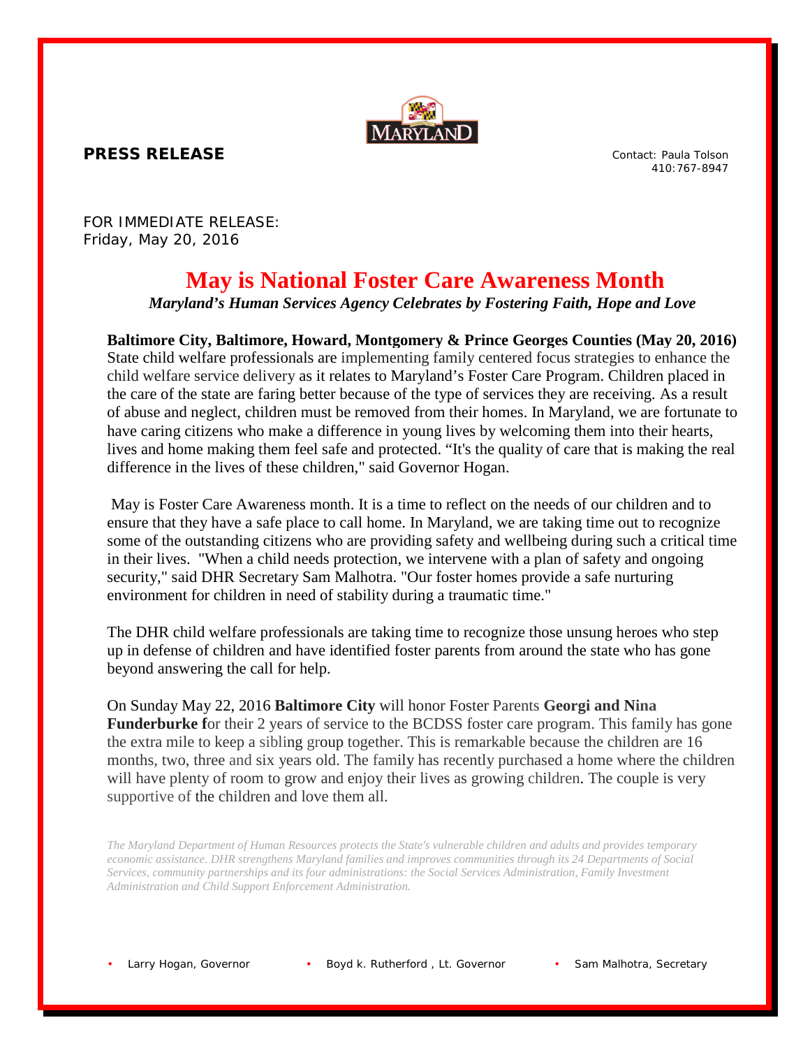**PRESS RELEASE**

Contact: Paula Tolson
410:767-8947

FOR IMMEDIATE RELEASE:
Friday, May 20, 2016

# May is National Foster Care Awareness Month

***Maryland's Human Services Agency Celebrates by Fostering Faith, Hope and Love***

**Baltimore City, Baltimore, Howard, Montgomery & Prince Georges Counties (May 20, 2016)** State child welfare professionals are implementing family centered focus strategies to enhance the child welfare service delivery as it relates to Maryland's Foster Care Program. Children placed in the care of the state are faring better because of the type of services they are receiving. As a result of abuse and neglect, children must be removed from their homes. In Maryland, we are fortunate to have caring citizens who make a difference in young lives by welcoming them into their hearts, lives and home making them feel safe and protected. "It's the quality of care that is making the real difference in the lives of these children," said Governor Hogan.

May is Foster Care Awareness month. It is a time to reflect on the needs of our children and to ensure that they have a safe place to call home. In Maryland, we are taking time out to recognize some of the outstanding citizens who are providing safety and wellbeing during such a critical time in their lives. "When a child needs protection, we intervene with a plan of safety and ongoing security," said DHR Secretary Sam Malhotra. "Our foster homes provide a safe nurturing environment for children in need of stability during a traumatic time."

The DHR child welfare professionals are taking time to recognize those unsung heroes who step up in defense of children and have identified foster parents from around the state who has gone beyond answering the call for help.

On Sunday May 22, 2016 **Baltimore City** will honor Foster Parents **Georgi and Nina Funderburke f**or their 2 years of service to the BCDSS foster care program. This family has gone the extra mile to keep a sibling group together. This is remarkable because the children are 16 months, two, three and six years old. The family has recently purchased a home where the children will have plenty of room to grow and enjoy their lives as growing children. The couple is very supportive of the children and love them all.

*The Maryland Department of Human Resources protects the State's vulnerable children and adults and provides temporary economic assistance. DHR strengthens Maryland families and improves communities through its 24 Departments of Social Services, community partnerships and its four administrations: the Social Services Administration, Family Investment Administration and Child Support Enforcement Administration.*

- Larry Hogan, Governor
- Boyd k. Rutherford , Lt. Governor
- Sam Malhotra, Secretary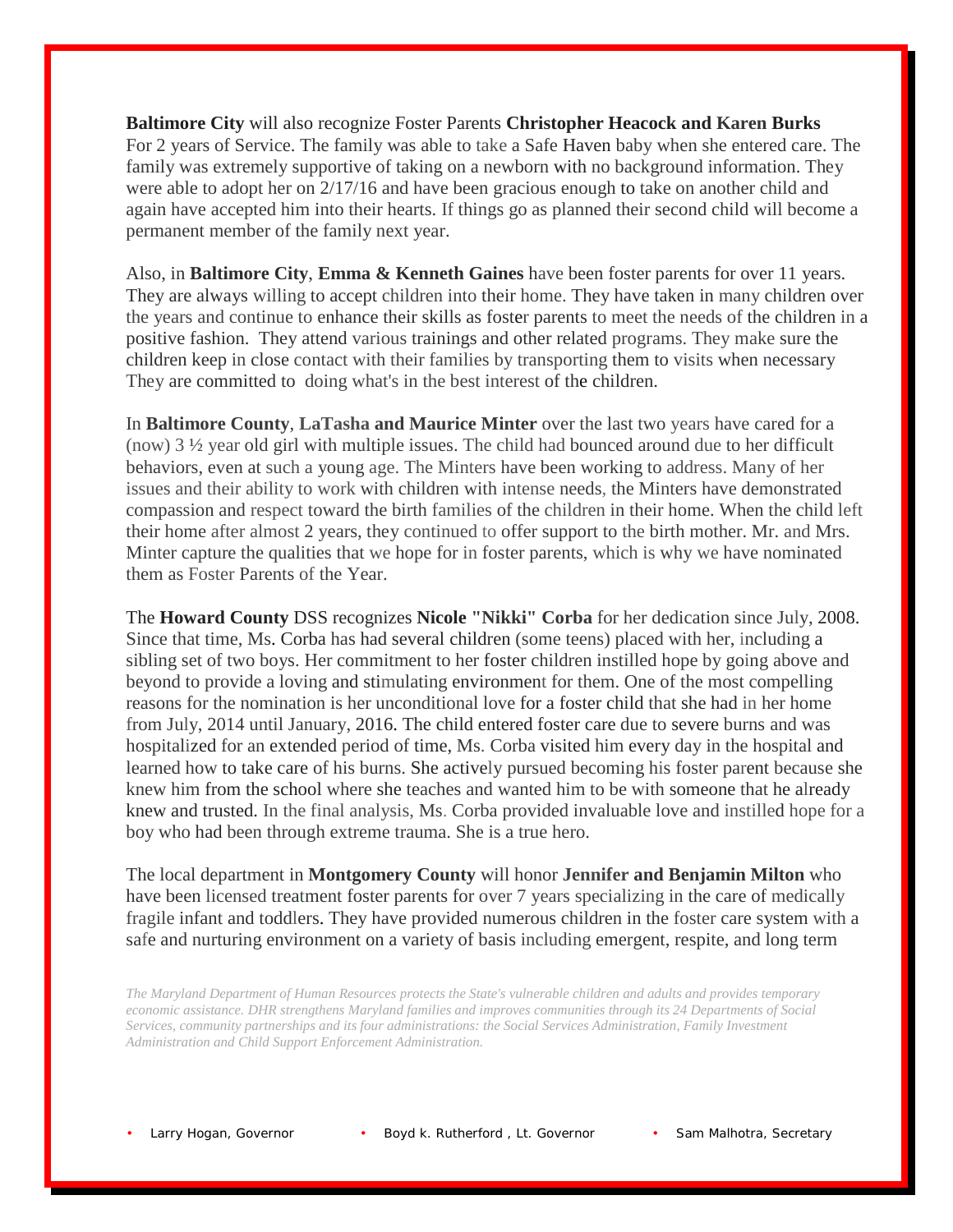**Baltimore City** will also recognize Foster Parents **Christopher Heacock and Karen Burks** For 2 years of Service. The family was able to take a Safe Haven baby when she entered care. The family was extremely supportive of taking on a newborn with no background information. They were able to adopt her on 2/17/16 and have been gracious enough to take on another child and again have accepted him into their hearts. If things go as planned their second child will become a permanent member of the family next year.

Also, in **Baltimore City**, **Emma & Kenneth Gaines** have been foster parents for over 11 years. They are always willing to accept children into their home. They have taken in many children over the years and continue to enhance their skills as foster parents to meet the needs of the children in a positive fashion. They attend various trainings and other related programs. They make sure the children keep in close contact with their families by transporting them to visits when necessary They are committed to doing what's in the best interest of the children.

In **Baltimore County**, **LaTasha and Maurice Minter** over the last two years have cared for a (now) 3 ½ year old girl with multiple issues. The child had bounced around due to her difficult behaviors, even at such a young age. The Minters have been working to address. Many of her issues and their ability to work with children with intense needs, the Minters have demonstrated compassion and respect toward the birth families of the children in their home. When the child left their home after almost 2 years, they continued to offer support to the birth mother. Mr. and Mrs. Minter capture the qualities that we hope for in foster parents, which is why we have nominated them as Foster Parents of the Year.

The **Howard County** DSS recognizes **Nicole "Nikki" Corba** for her dedication since July, 2008. Since that time, Ms. Corba has had several children (some teens) placed with her, including a sibling set of two boys. Her commitment to her foster children instilled hope by going above and beyond to provide a loving and stimulating environment for them. One of the most compelling reasons for the nomination is her unconditional love for a foster child that she had in her home from July, 2014 until January, 2016. The child entered foster care due to severe burns and was hospitalized for an extended period of time, Ms. Corba visited him every day in the hospital and learned how to take care of his burns. She actively pursued becoming his foster parent because she knew him from the school where she teaches and wanted him to be with someone that he already knew and trusted. In the final analysis, Ms. Corba provided invaluable love and instilled hope for a boy who had been through extreme trauma. She is a true hero.

The local department in **Montgomery County** will honor **Jennifer and Benjamin Milton** who have been licensed treatment foster parents for over 7 years specializing in the care of medically fragile infant and toddlers. They have provided numerous children in the foster care system with a safe and nurturing environment on a variety of basis including emergent, respite, and long term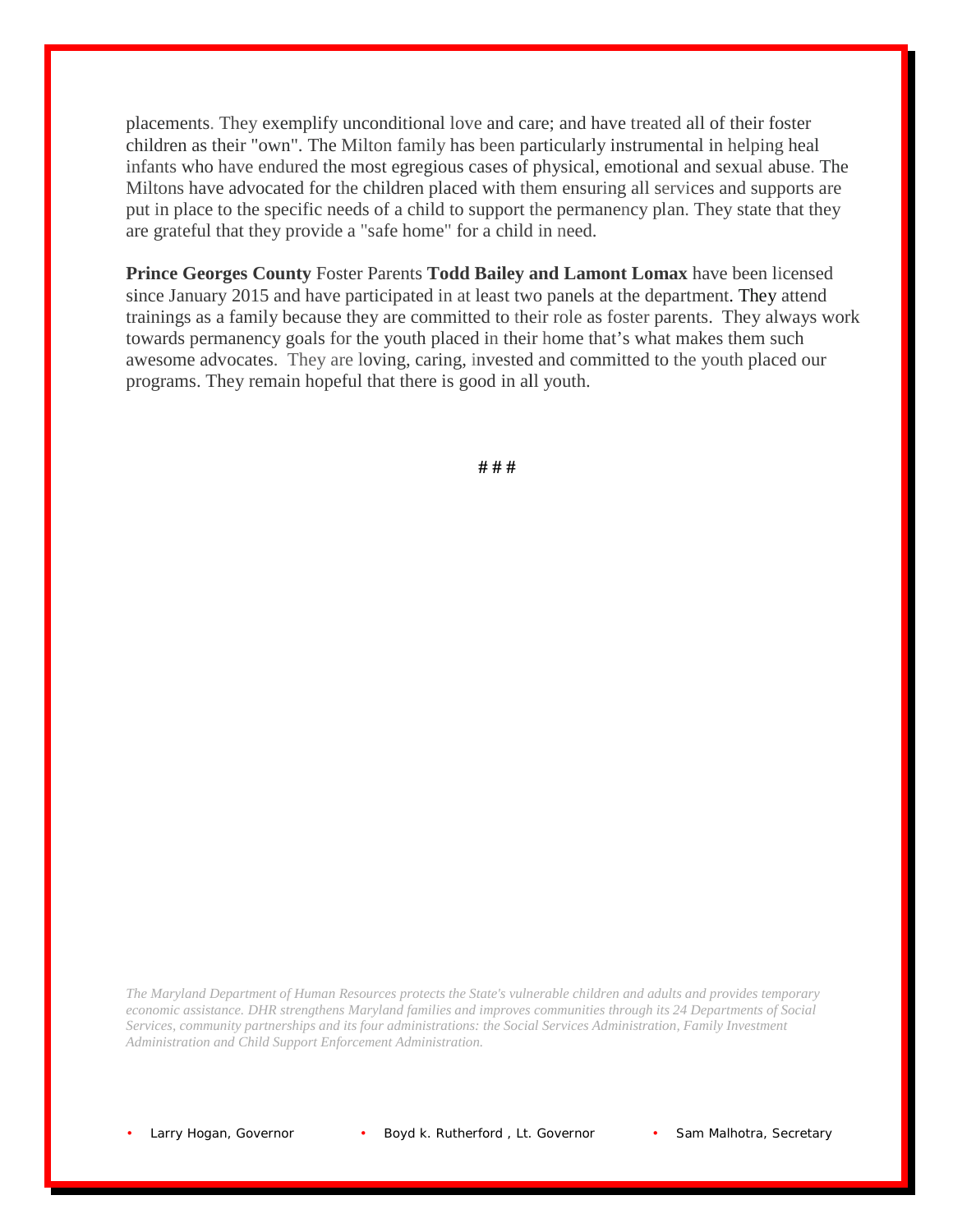placements. They exemplify unconditional love and care; and have treated all of their foster children as their "own". The Milton family has been particularly instrumental in helping heal infants who have endured the most egregious cases of physical, emotional and sexual abuse. The Miltons have advocated for the children placed with them ensuring all services and supports are put in place to the specific needs of a child to support the permanency plan. They state that they are grateful that they provide a "safe home" for a child in need.

**Prince Georges County** Foster Parents **Todd Bailey and Lamont Lomax** have been licensed since January 2015 and have participated in at least two panels at the department. They attend trainings as a family because they are committed to their role as foster parents. They always work towards permanency goals for the youth placed in their home that's what makes them such awesome advocates. They are loving, caring, invested and committed to the youth placed our programs. They remain hopeful that there is good in all youth.

# # #

*The Maryland Department of Human Resources protects the State's vulnerable children and adults and provides temporary economic assistance. DHR strengthens Maryland families and improves communities through its 24 Departments of Social Services, community partnerships and its four administrations: the Social Services Administration, Family Investment Administration and Child Support Enforcement Administration.*

- Larry Hogan, Governor
- Boyd k. Rutherford , Lt. Governor
- Sam Malhotra, Secretary